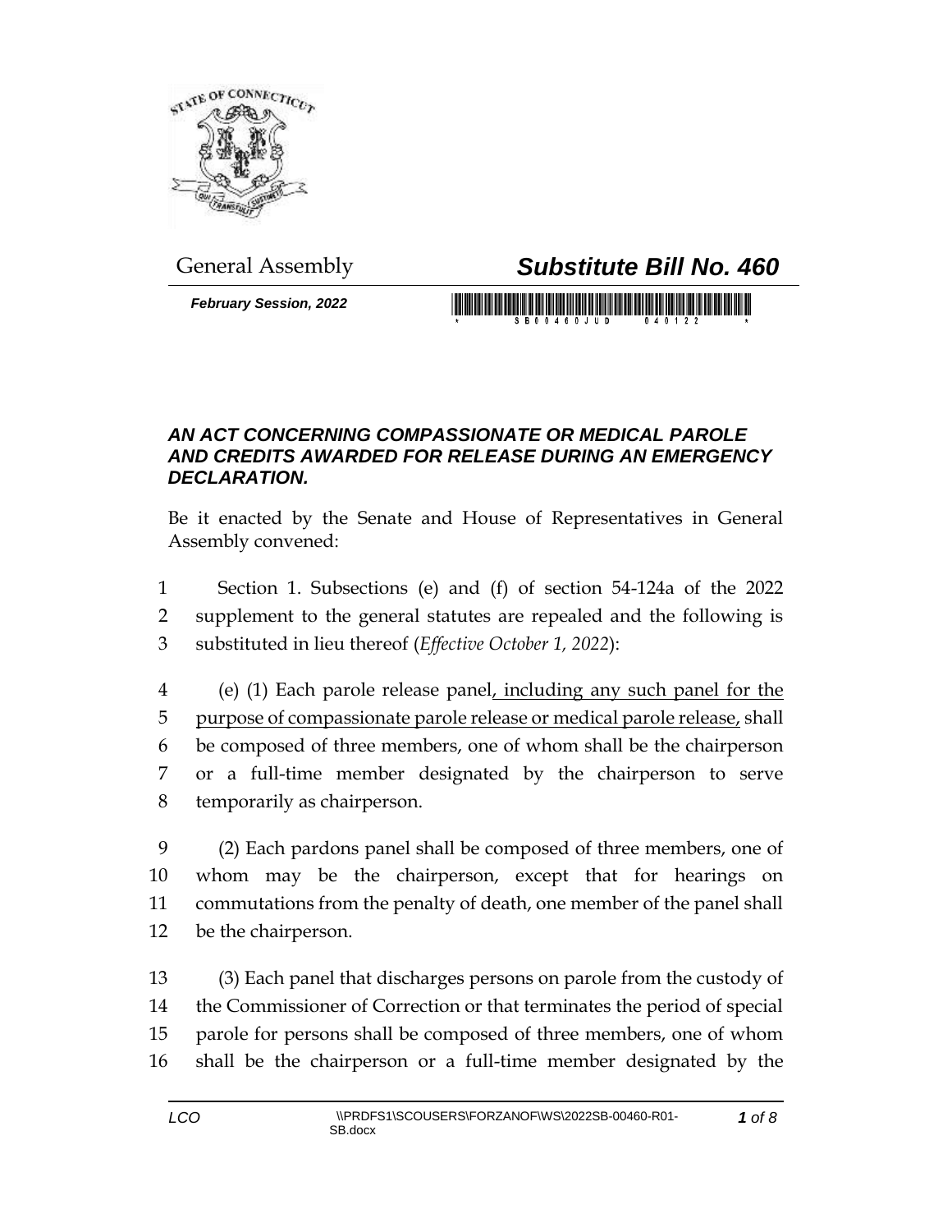General Assembly

# *Substitute Bill No. 460*

***February Session, 2022***

### *AN ACT CONCERNING COMPASSIONATE OR MEDICAL PAROLE AND CREDITS AWARDED FOR RELEASE DURING AN EMERGENCY DECLARATION.*

Be it enacted by the Senate and House of Representatives in General Assembly convened:

1 Section 1. Subsections (e) and (f) of section 54-124a of the 2022
2 supplement to the general statutes are repealed and the following is
3 substituted in lieu thereof (*Effective October 1, 2022*):

4 (e) (1) Each parole release panel<u>, including any such panel for the</u>
5 <u>purpose of compassionate parole release or medical parole release,</u> shall
6 be composed of three members, one of whom shall be the chairperson
7 or a full-time member designated by the chairperson to serve
8 temporarily as chairperson.

9 (2) Each pardons panel shall be composed of three members, one of
10 whom may be the chairperson, except that for hearings on
11 commutations from the penalty of death, one member of the panel shall
12 be the chairperson.

13 (3) Each panel that discharges persons on parole from the custody of
14 the Commissioner of Correction or that terminates the period of special
15 parole for persons shall be composed of three members, one of whom
16 shall be the chairperson or a full-time member designated by the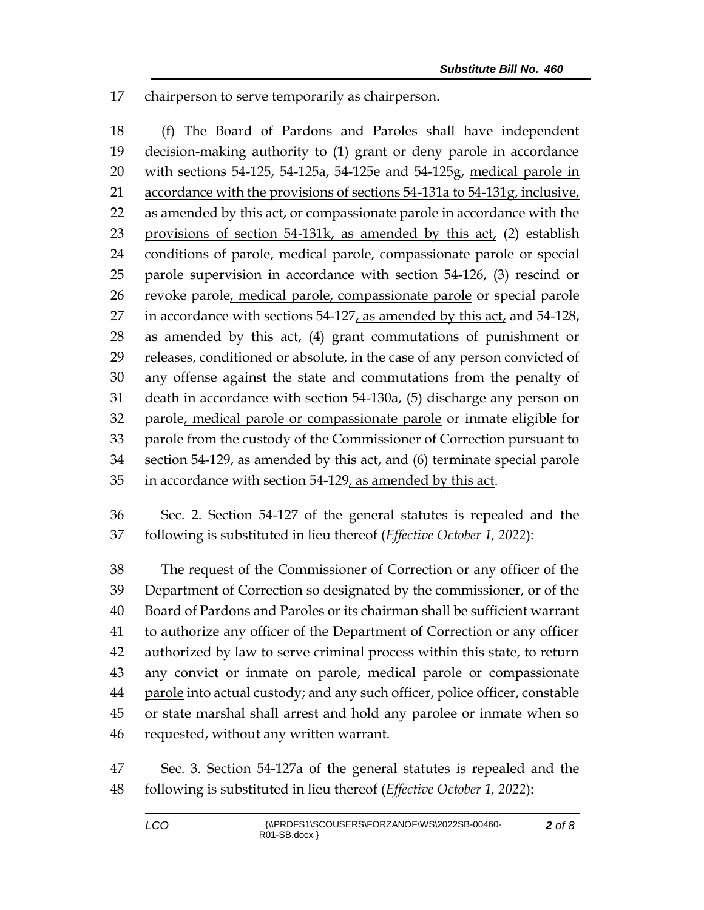chairperson to serve temporarily as chairperson.

(f) The Board of Pardons and Paroles shall have independent decision-making authority to (1) grant or deny parole in accordance with sections 54-125, 54-125a, 54-125e and 54-125g, <u>medical parole in accordance with the provisions of sections 54-131a to 54-131g, inclusive, as amended by this act, or compassionate parole in accordance with the provisions of section 54-131k, as amended by this act,</u> (2) establish conditions of parole<u>, medical parole, compassionate parole</u> or special parole supervision in accordance with section 54-126, (3) rescind or revoke parole<u>, medical parole, compassionate parole</u> or special parole in accordance with sections 54-127<u>, as amended by this act,</u> and 54-128, <u>as amended by this act,</u> (4) grant commutations of punishment or releases, conditioned or absolute, in the case of any person convicted of any offense against the state and commutations from the penalty of death in accordance with section 54-130a, (5) discharge any person on parole<u>, medical parole or compassionate parole</u> or inmate eligible for parole from the custody of the Commissioner of Correction pursuant to section 54-129, <u>as amended by this act,</u> and (6) terminate special parole in accordance with section 54-129<u>, as amended by this act</u>.

Sec. 2. Section 54-127 of the general statutes is repealed and the following is substituted in lieu thereof (*Effective October 1, 2022*):

The request of the Commissioner of Correction or any officer of the Department of Correction so designated by the commissioner, or of the Board of Pardons and Paroles or its chairman shall be sufficient warrant to authorize any officer of the Department of Correction or any officer authorized by law to serve criminal process within this state, to return any convict or inmate on parole<u>, medical parole or compassionate parole</u> into actual custody; and any such officer, police officer, constable or state marshal shall arrest and hold any parolee or inmate when so requested, without any written warrant.

Sec. 3. Section 54-127a of the general statutes is repealed and the following is substituted in lieu thereof (*Effective October 1, 2022*):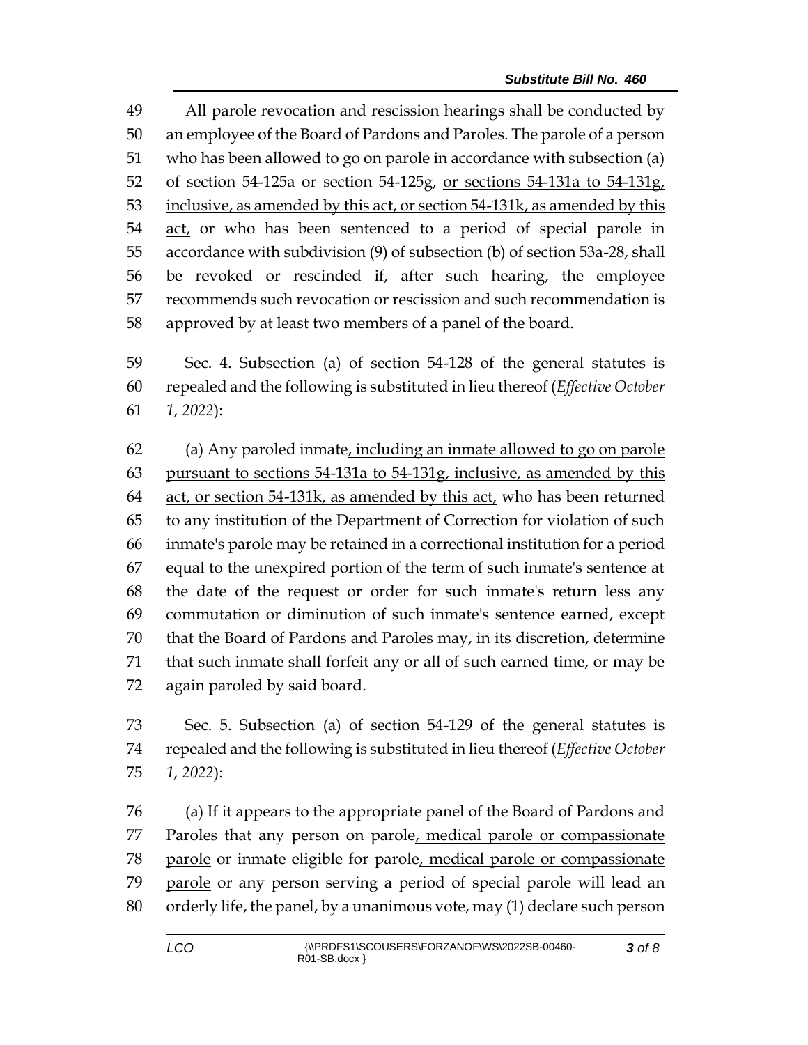All parole revocation and rescission hearings shall be conducted by an employee of the Board of Pardons and Paroles. The parole of a person who has been allowed to go on parole in accordance with subsection (a) of section 54-125a or section 54-125g, <u>or sections 54-131a to 54-131g, inclusive, as amended by this act, or section 54-131k, as amended by this act,</u> or who has been sentenced to a period of special parole in accordance with subdivision (9) of subsection (b) of section 53a-28, shall be revoked or rescinded if, after such hearing, the employee recommends such revocation or rescission and such recommendation is approved by at least two members of a panel of the board.

Sec. 4. Subsection (a) of section 54-128 of the general statutes is repealed and the following is substituted in lieu thereof (*Effective October 1, 2022*):

(a) Any paroled inmate<u>, including an inmate allowed to go on parole pursuant to sections 54-131a to 54-131g, inclusive, as amended by this act, or section 54-131k, as amended by this act,</u> who has been returned to any institution of the Department of Correction for violation of such inmate's parole may be retained in a correctional institution for a period equal to the unexpired portion of the term of such inmate's sentence at the date of the request or order for such inmate's return less any commutation or diminution of such inmate's sentence earned, except that the Board of Pardons and Paroles may, in its discretion, determine that such inmate shall forfeit any or all of such earned time, or may be again paroled by said board.

Sec. 5. Subsection (a) of section 54-129 of the general statutes is repealed and the following is substituted in lieu thereof (*Effective October 1, 2022*):

(a) If it appears to the appropriate panel of the Board of Pardons and Paroles that any person on parole<u>, medical parole or compassionate parole</u> or inmate eligible for parole<u>, medical parole or compassionate parole</u> or any person serving a period of special parole will lead an orderly life, the panel, by a unanimous vote, may (1) declare such person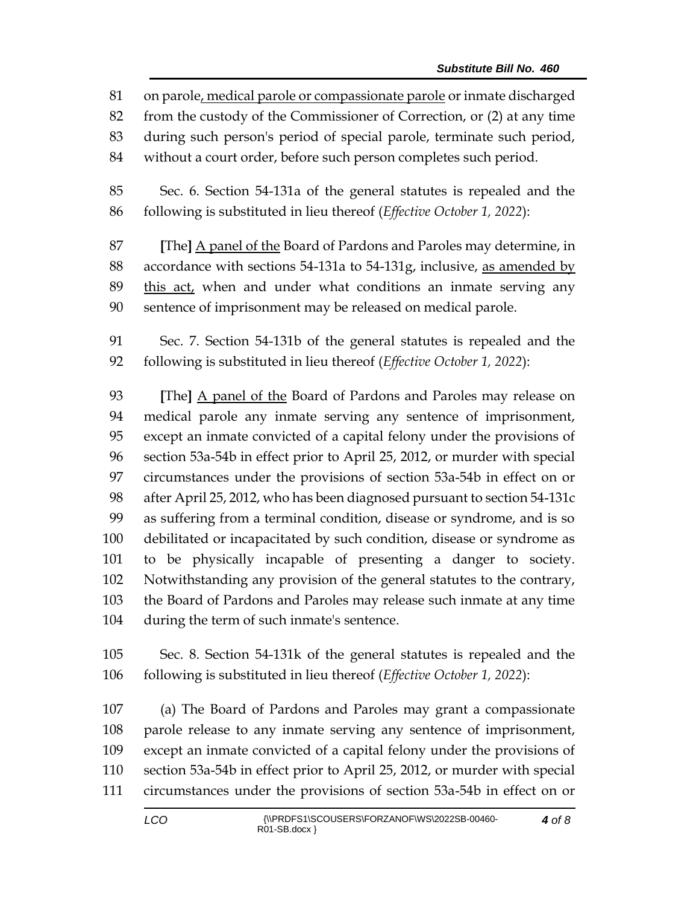81 on parole, medical parole or compassionate parole or inmate discharged
82 from the custody of the Commissioner of Correction, or (2) at any time
83 during such person's period of special parole, terminate such period,
84 without a court order, before such person completes such period.

85 Sec. 6. Section 54-131a of the general statutes is repealed and the
86 following is substituted in lieu thereof (*Effective October 1, 2022*):

87 [The] A panel of the Board of Pardons and Paroles may determine, in
88 accordance with sections 54-131a to 54-131g, inclusive, as amended by
89 this act, when and under what conditions an inmate serving any
90 sentence of imprisonment may be released on medical parole.

91 Sec. 7. Section 54-131b of the general statutes is repealed and the
92 following is substituted in lieu thereof (*Effective October 1, 2022*):

93 [The] A panel of the Board of Pardons and Paroles may release on
94 medical parole any inmate serving any sentence of imprisonment,
95 except an inmate convicted of a capital felony under the provisions of
96 section 53a-54b in effect prior to April 25, 2012, or murder with special
97 circumstances under the provisions of section 53a-54b in effect on or
98 after April 25, 2012, who has been diagnosed pursuant to section 54-131c
99 as suffering from a terminal condition, disease or syndrome, and is so
100 debilitated or incapacitated by such condition, disease or syndrome as
101 to be physically incapable of presenting a danger to society.
102 Notwithstanding any provision of the general statutes to the contrary,
103 the Board of Pardons and Paroles may release such inmate at any time
104 during the term of such inmate's sentence.

105 Sec. 8. Section 54-131k of the general statutes is repealed and the
106 following is substituted in lieu thereof (*Effective October 1, 2022*):

107 (a) The Board of Pardons and Paroles may grant a compassionate
108 parole release to any inmate serving any sentence of imprisonment,
109 except an inmate convicted of a capital felony under the provisions of
110 section 53a-54b in effect prior to April 25, 2012, or murder with special
111 circumstances under the provisions of section 53a-54b in effect on or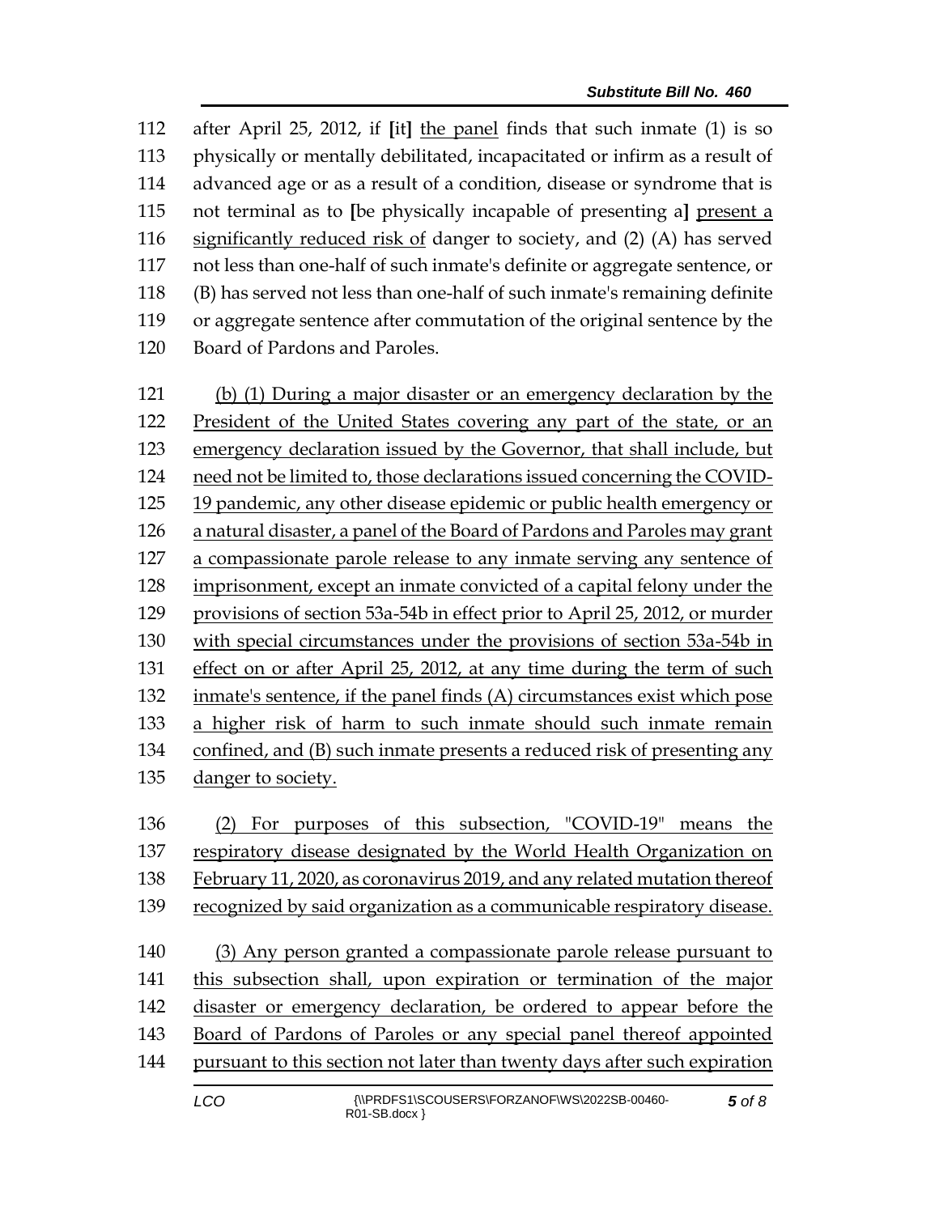after April 25, 2012, if [it] the panel finds that such inmate (1) is so physically or mentally debilitated, incapacitated or infirm as a result of advanced age or as a result of a condition, disease or syndrome that is not terminal as to [be physically incapable of presenting a] present a significantly reduced risk of danger to society, and (2) (A) has served not less than one-half of such inmate's definite or aggregate sentence, or (B) has served not less than one-half of such inmate's remaining definite or aggregate sentence after commutation of the original sentence by the Board of Pardons and Paroles.

(b) (1) During a major disaster or an emergency declaration by the President of the United States covering any part of the state, or an emergency declaration issued by the Governor, that shall include, but need not be limited to, those declarations issued concerning the COVID-19 pandemic, any other disease epidemic or public health emergency or a natural disaster, a panel of the Board of Pardons and Paroles may grant a compassionate parole release to any inmate serving any sentence of imprisonment, except an inmate convicted of a capital felony under the provisions of section 53a-54b in effect prior to April 25, 2012, or murder with special circumstances under the provisions of section 53a-54b in effect on or after April 25, 2012, at any time during the term of such inmate's sentence, if the panel finds (A) circumstances exist which pose a higher risk of harm to such inmate should such inmate remain confined, and (B) such inmate presents a reduced risk of presenting any danger to society.

(2) For purposes of this subsection, "COVID-19" means the respiratory disease designated by the World Health Organization on February 11, 2020, as coronavirus 2019, and any related mutation thereof recognized by said organization as a communicable respiratory disease.

(3) Any person granted a compassionate parole release pursuant to this subsection shall, upon expiration or termination of the major disaster or emergency declaration, be ordered to appear before the Board of Pardons of Paroles or any special panel thereof appointed pursuant to this section not later than twenty days after such expiration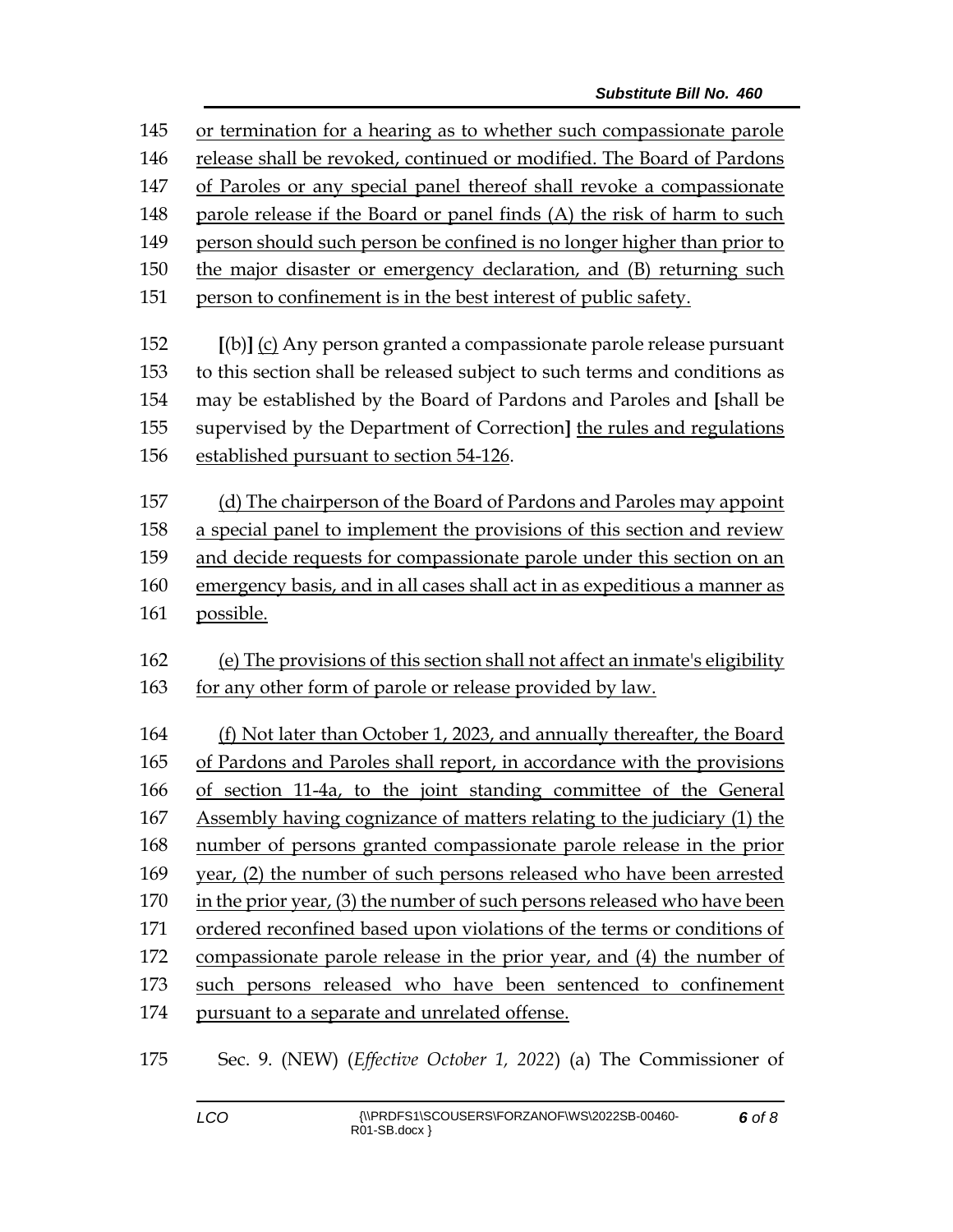145 or termination for a hearing as to whether such compassionate parole
146 release shall be revoked, continued or modified. The Board of Pardons
147 of Paroles or any special panel thereof shall revoke a compassionate
148 parole release if the Board or panel finds (A) the risk of harm to such
149 person should such person be confined is no longer higher than prior to
150 the major disaster or emergency declaration, and (B) returning such
151 person to confinement is in the best interest of public safety.

152 [(b)] (c) Any person granted a compassionate parole release pursuant
153 to this section shall be released subject to such terms and conditions as
154 may be established by the Board of Pardons and Paroles and [shall be
155 supervised by the Department of Correction] the rules and regulations
156 established pursuant to section 54-126.

157 (d) The chairperson of the Board of Pardons and Paroles may appoint
158 a special panel to implement the provisions of this section and review
159 and decide requests for compassionate parole under this section on an
160 emergency basis, and in all cases shall act in as expeditious a manner as
161 possible.

162 (e) The provisions of this section shall not affect an inmate's eligibility
163 for any other form of parole or release provided by law.

164 (f) Not later than October 1, 2023, and annually thereafter, the Board
165 of Pardons and Paroles shall report, in accordance with the provisions
166 of section 11-4a, to the joint standing committee of the General
167 Assembly having cognizance of matters relating to the judiciary (1) the
168 number of persons granted compassionate parole release in the prior
169 year, (2) the number of such persons released who have been arrested
170 in the prior year, (3) the number of such persons released who have been
171 ordered reconfined based upon violations of the terms or conditions of
172 compassionate parole release in the prior year, and (4) the number of
173 such persons released who have been sentenced to confinement
174 pursuant to a separate and unrelated offense.

175 Sec. 9. (NEW) (*Effective October 1, 2022*) (a) The Commissioner of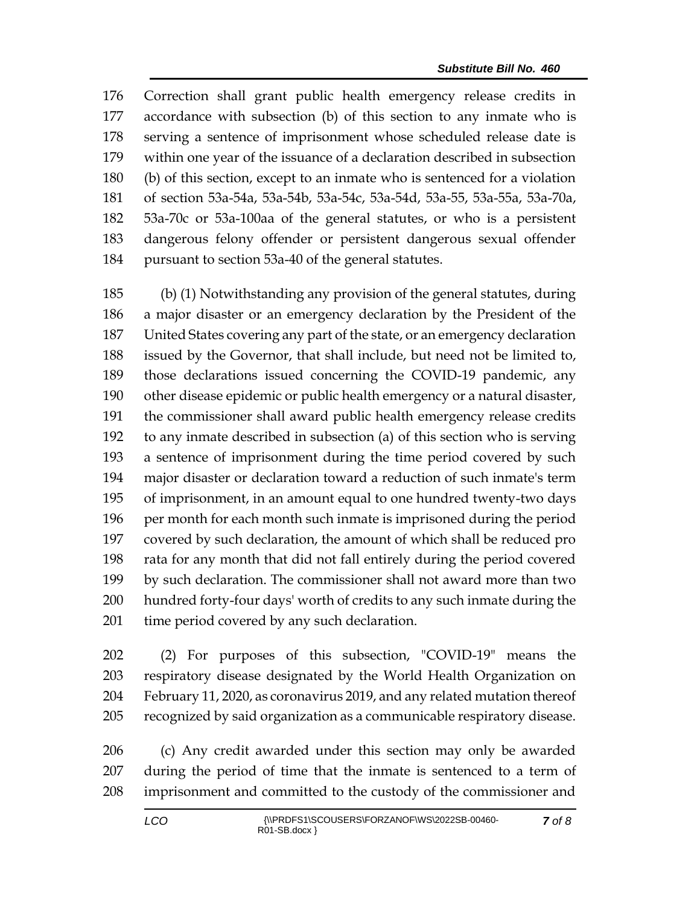Correction shall grant public health emergency release credits in accordance with subsection (b) of this section to any inmate who is serving a sentence of imprisonment whose scheduled release date is within one year of the issuance of a declaration described in subsection (b) of this section, except to an inmate who is sentenced for a violation of section 53a-54a, 53a-54b, 53a-54c, 53a-54d, 53a-55, 53a-55a, 53a-70a, 53a-70c or 53a-100aa of the general statutes, or who is a persistent dangerous felony offender or persistent dangerous sexual offender pursuant to section 53a-40 of the general statutes.

(b) (1) Notwithstanding any provision of the general statutes, during a major disaster or an emergency declaration by the President of the United States covering any part of the state, or an emergency declaration issued by the Governor, that shall include, but need not be limited to, those declarations issued concerning the COVID-19 pandemic, any other disease epidemic or public health emergency or a natural disaster, the commissioner shall award public health emergency release credits to any inmate described in subsection (a) of this section who is serving a sentence of imprisonment during the time period covered by such major disaster or declaration toward a reduction of such inmate's term of imprisonment, in an amount equal to one hundred twenty-two days per month for each month such inmate is imprisoned during the period covered by such declaration, the amount of which shall be reduced pro rata for any month that did not fall entirely during the period covered by such declaration. The commissioner shall not award more than two hundred forty-four days' worth of credits to any such inmate during the time period covered by any such declaration.

(2) For purposes of this subsection, "COVID-19" means the respiratory disease designated by the World Health Organization on February 11, 2020, as coronavirus 2019, and any related mutation thereof recognized by said organization as a communicable respiratory disease.

(c) Any credit awarded under this section may only be awarded during the period of time that the inmate is sentenced to a term of imprisonment and committed to the custody of the commissioner and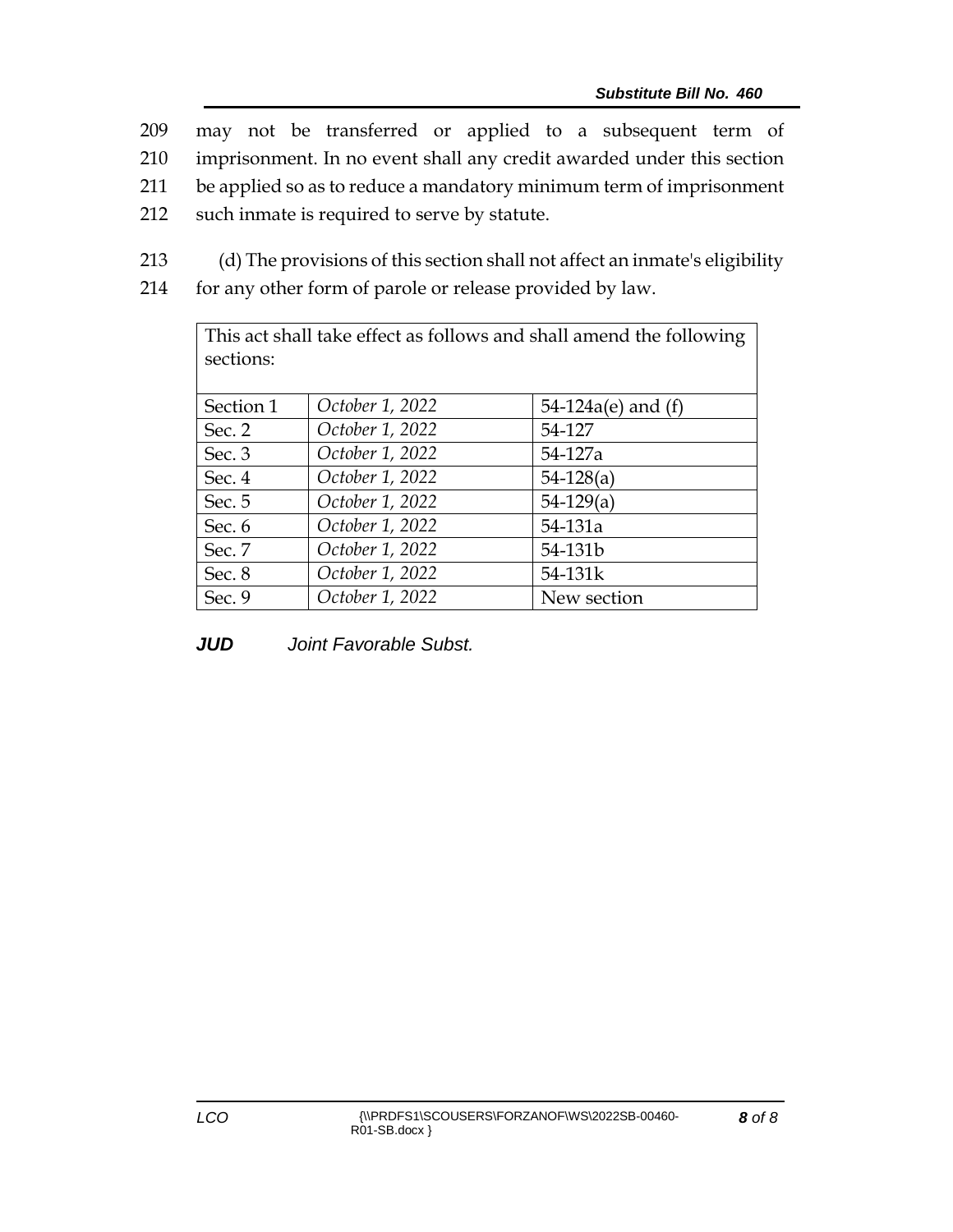may not be transferred or applied to a subsequent term of imprisonment. In no event shall any credit awarded under this section be applied so as to reduce a mandatory minimum term of imprisonment such inmate is required to serve by statute.

(d) The provisions of this section shall not affect an inmate's eligibility for any other form of parole or release provided by law.

| This act shall take effect as follows and shall amend the following sections: | | |
|---|---|---|
| Section 1 | *October 1, 2022* | 54-124a(e) and (f) |
| Sec. 2 | *October 1, 2022* | 54-127 |
| Sec. 3 | *October 1, 2022* | 54-127a |
| Sec. 4 | *October 1, 2022* | 54-128(a) |
| Sec. 5 | *October 1, 2022* | 54-129(a) |
| Sec. 6 | *October 1, 2022* | 54-131a |
| Sec. 7 | *October 1, 2022* | 54-131b |
| Sec. 8 | *October 1, 2022* | 54-131k |
| Sec. 9 | *October 1, 2022* | New section |

***JUD*** *Joint Favorable Subst.*